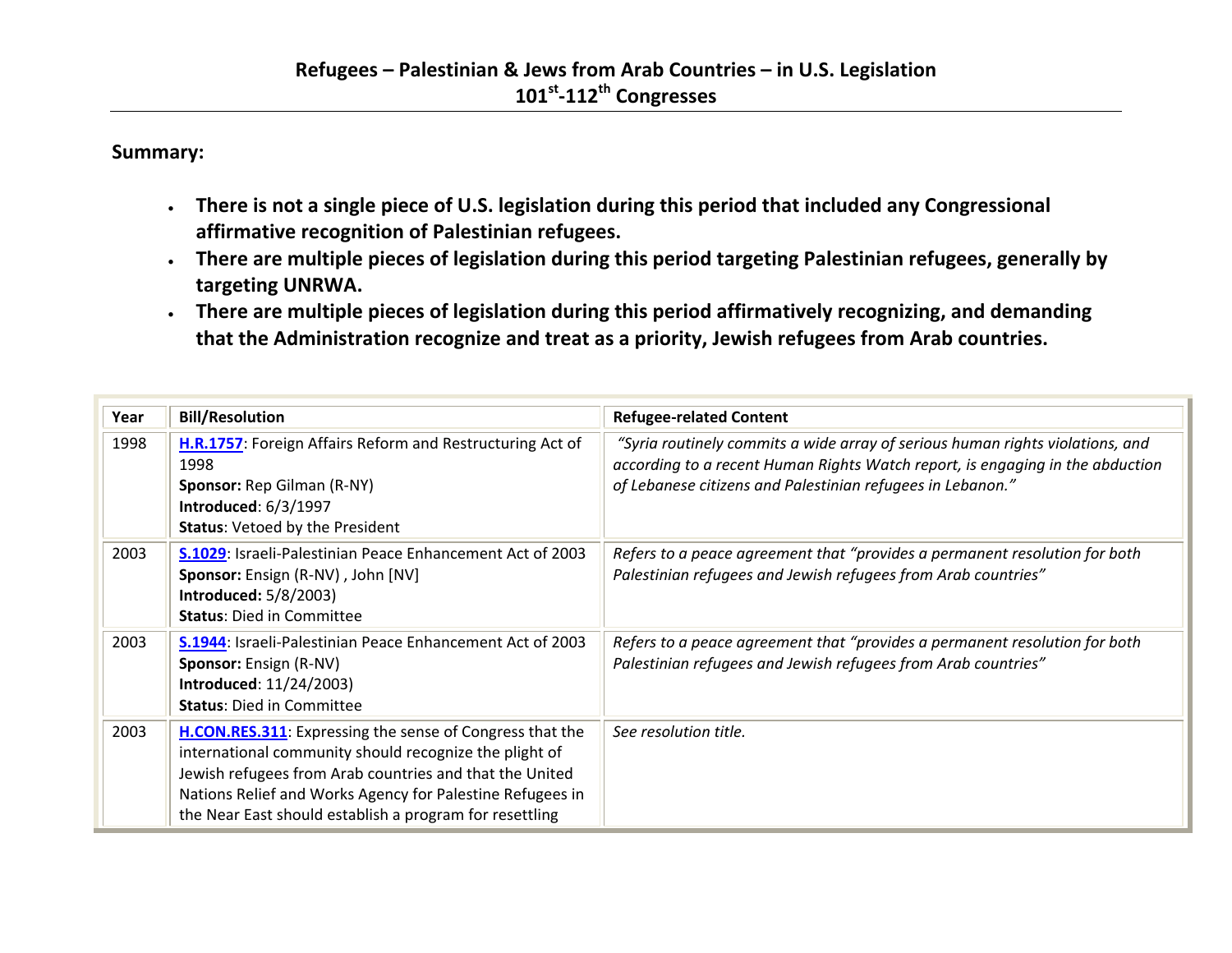# Refugees – Palestinian & Jews from Arab Countries – in U.S. Legislation
## 101st-112th Congresses

**Summary:**

- **There is not a single piece of U.S. legislation during this period that included any Congressional affirmative recognition of Palestinian refugees.**
- **There are multiple pieces of legislation during this period targeting Palestinian refugees, generally by targeting UNRWA.**
- **There are multiple pieces of legislation during this period affirmatively recognizing, and demanding that the Administration recognize and treat as a priority, Jewish refugees from Arab countries.**

| Year | Bill/Resolution | Refugee-related Content |
|---|---|---|
| 1998 | **H.R.1757**: Foreign Affairs Reform and Restructuring Act of 1998<br>**Sponsor:** Rep Gilman (R-NY)<br>**Introduced**: 6/3/1997<br>**Status**: Vetoed by the President | *"Syria routinely commits a wide array of serious human rights violations, and according to a recent Human Rights Watch report, is engaging in the abduction of Lebanese citizens and Palestinian refugees in Lebanon."* |
| 2003 | **S.1029**: Israeli-Palestinian Peace Enhancement Act of 2003<br>**Sponsor:** Ensign (R-NV) , John [NV]<br>**Introduced:** 5/8/2003)<br>**Status**: Died in Committee | *Refers to a peace agreement that "provides a permanent resolution for both Palestinian refugees and Jewish refugees from Arab countries"* |
| 2003 | **S.1944**: Israeli-Palestinian Peace Enhancement Act of 2003<br>**Sponsor:** Ensign (R-NV)<br>**Introduced**: 11/24/2003)<br>**Status**: Died in Committee | *Refers to a peace agreement that "provides a permanent resolution for both Palestinian refugees and Jewish refugees from Arab countries"* |
| 2003 | **H.CON.RES.311**: Expressing the sense of Congress that the international community should recognize the plight of Jewish refugees from Arab countries and that the United Nations Relief and Works Agency for Palestine Refugees in the Near East should establish a program for resettling | *See resolution title.* |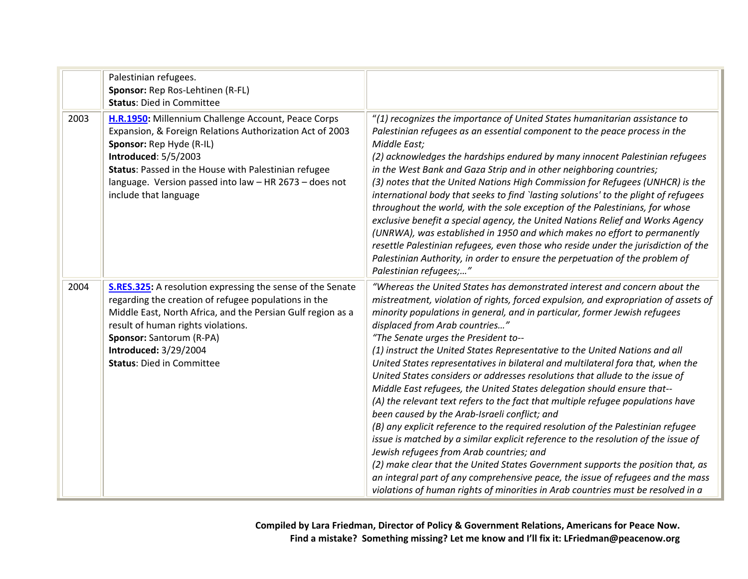| | | |
|---|---|---|
| | Palestinian refugees.<br>**Sponsor:** Rep Ros-Lehtinen (R-FL)<br>**Status**: Died in Committee | |
| 2003 | **H.R.1950:** Millennium Challenge Account, Peace Corps Expansion, & Foreign Relations Authorization Act of 2003<br>**Sponsor:** Rep Hyde (R-IL)<br>**Introduced**: 5/5/2003<br>**Status**: Passed in the House with Palestinian refugee language. Version passed into law – HR 2673 – does not include that language | "*(1) recognizes the importance of United States humanitarian assistance to Palestinian refugees as an essential component to the peace process in the Middle East;*<br>*(2) acknowledges the hardships endured by many innocent Palestinian refugees in the West Bank and Gaza Strip and in other neighboring countries;*<br>*(3) notes that the United Nations High Commission for Refugees (UNHCR) is the international body that seeks to find `lasting solutions' to the plight of refugees throughout the world, with the sole exception of the Palestinians, for whose exclusive benefit a special agency, the United Nations Relief and Works Agency (UNRWA), was established in 1950 and which makes no effort to permanently resettle Palestinian refugees, even those who reside under the jurisdiction of the Palestinian Authority, in order to ensure the perpetuation of the problem of Palestinian refugees;…"* |
| 2004 | **S.RES.325:** A resolution expressing the sense of the Senate regarding the creation of refugee populations in the Middle East, North Africa, and the Persian Gulf region as a result of human rights violations.<br>**Sponsor:** Santorum (R-PA)<br>**Introduced:** 3/29/2004<br>**Status**: Died in Committee | *"Whereas the United States has demonstrated interest and concern about the mistreatment, violation of rights, forced expulsion, and expropriation of assets of minority populations in general, and in particular, former Jewish refugees displaced from Arab countries…"*<br>*"The Senate urges the President to--*<br>*(1) instruct the United States Representative to the United Nations and all United States representatives in bilateral and multilateral fora that, when the United States considers or addresses resolutions that allude to the issue of Middle East refugees, the United States delegation should ensure that--*<br>*(A) the relevant text refers to the fact that multiple refugee populations have been caused by the Arab-Israeli conflict; and*<br>*(B) any explicit reference to the required resolution of the Palestinian refugee issue is matched by a similar explicit reference to the resolution of the issue of Jewish refugees from Arab countries; and*<br>*(2) make clear that the United States Government supports the position that, as an integral part of any comprehensive peace, the issue of refugees and the mass violations of human rights of minorities in Arab countries must be resolved in a* |

**Compiled by Lara Friedman, Director of Policy & Government Relations, Americans for Peace Now.**
**Find a mistake? Something missing? Let me know and I'll fix it: LFriedman@peacenow.org**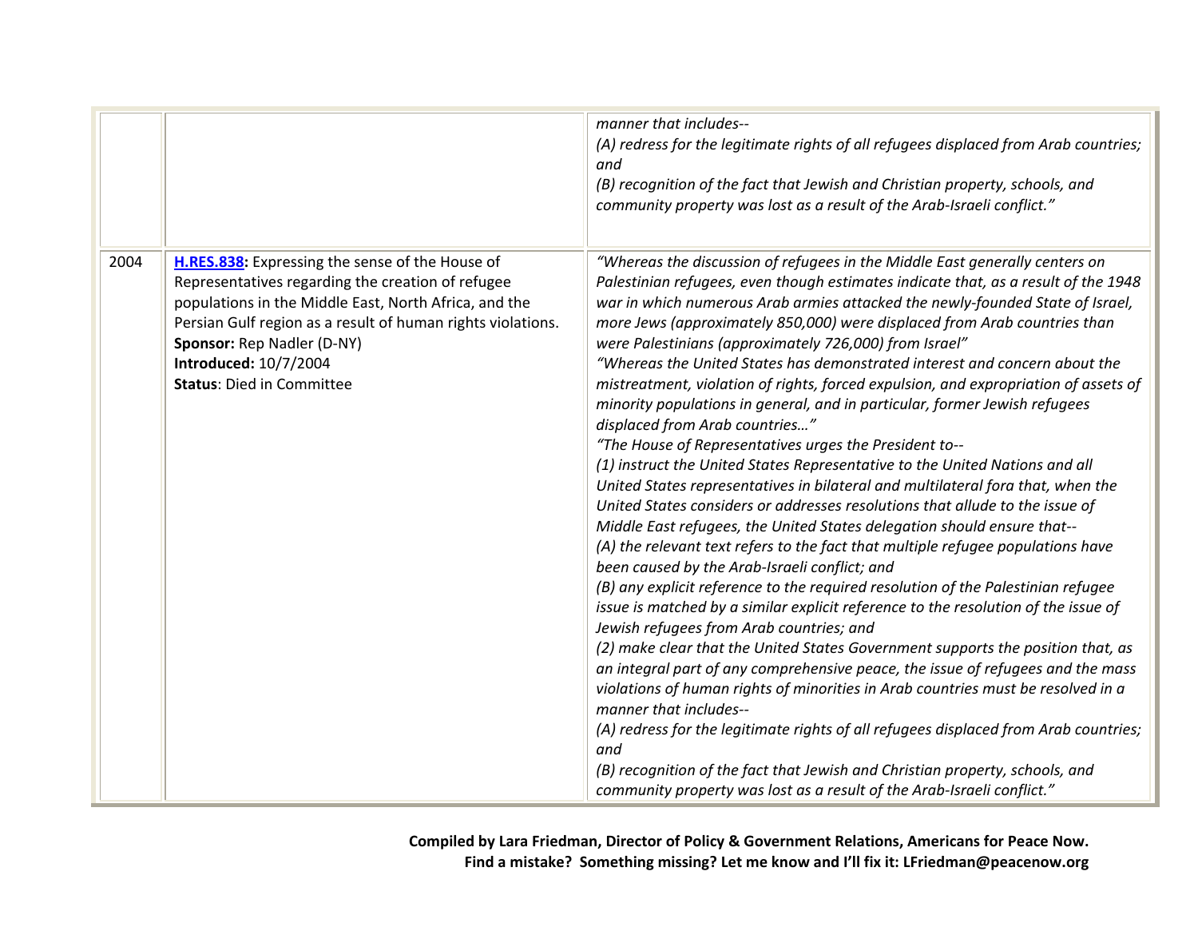| | | |
|---|---|---|
| | | *manner that includes--*<br>*(A) redress for the legitimate rights of all refugees displaced from Arab countries; and*<br>*(B) recognition of the fact that Jewish and Christian property, schools, and community property was lost as a result of the Arab-Israeli conflict."* |
| 2004 | **H.RES.838:** Expressing the sense of the House of Representatives regarding the creation of refugee populations in the Middle East, North Africa, and the Persian Gulf region as a result of human rights violations.<br>**Sponsor:** Rep Nadler (D-NY)<br>**Introduced:** 10/7/2004<br>**Status**: Died in Committee | *"Whereas the discussion of refugees in the Middle East generally centers on Palestinian refugees, even though estimates indicate that, as a result of the 1948 war in which numerous Arab armies attacked the newly-founded State of Israel, more Jews (approximately 850,000) were displaced from Arab countries than were Palestinians (approximately 726,000) from Israel"*<br>*"Whereas the United States has demonstrated interest and concern about the mistreatment, violation of rights, forced expulsion, and expropriation of assets of minority populations in general, and in particular, former Jewish refugees displaced from Arab countries…"*<br>*"The House of Representatives urges the President to--*<br>*(1) instruct the United States Representative to the United Nations and all United States representatives in bilateral and multilateral fora that, when the United States considers or addresses resolutions that allude to the issue of Middle East refugees, the United States delegation should ensure that--*<br>*(A) the relevant text refers to the fact that multiple refugee populations have been caused by the Arab-Israeli conflict; and*<br>*(B) any explicit reference to the required resolution of the Palestinian refugee issue is matched by a similar explicit reference to the resolution of the issue of Jewish refugees from Arab countries; and*<br>*(2) make clear that the United States Government supports the position that, as an integral part of any comprehensive peace, the issue of refugees and the mass violations of human rights of minorities in Arab countries must be resolved in a manner that includes--*<br>*(A) redress for the legitimate rights of all refugees displaced from Arab countries; and*<br>*(B) recognition of the fact that Jewish and Christian property, schools, and community property was lost as a result of the Arab-Israeli conflict."* |

**Compiled by Lara Friedman, Director of Policy & Government Relations, Americans for Peace Now.**
**Find a mistake? Something missing? Let me know and I'll fix it: LFriedman@peacenow.org**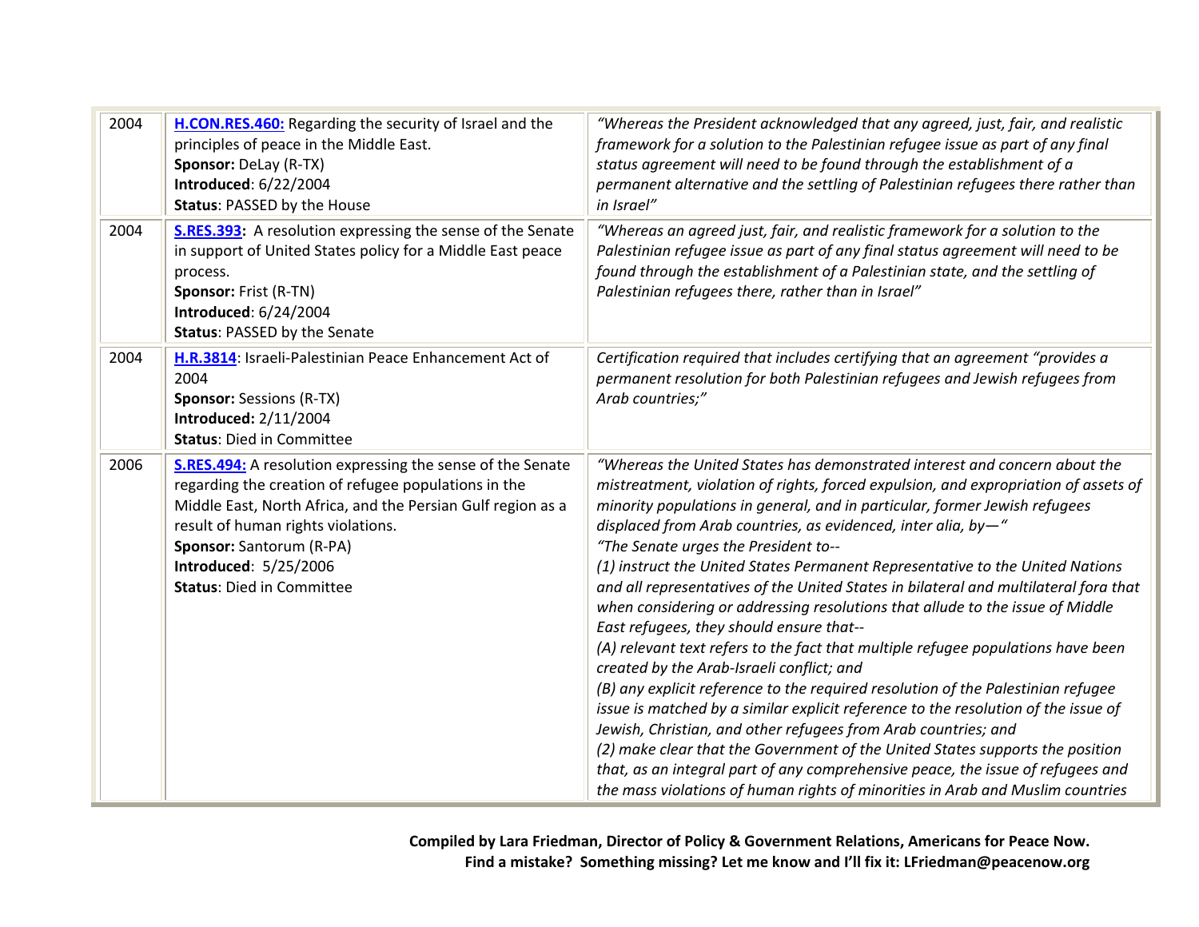| | | |
|---|---|---|
| 2004 | **H.CON.RES.460:** Regarding the security of Israel and the principles of peace in the Middle East.<br>**Sponsor:** DeLay (R-TX)<br>**Introduced**: 6/22/2004<br>**Status**: PASSED by the House | *"Whereas the President acknowledged that any agreed, just, fair, and realistic framework for a solution to the Palestinian refugee issue as part of any final status agreement will need to be found through the establishment of a permanent alternative and the settling of Palestinian refugees there rather than in Israel"* |
| 2004 | **S.RES.393:** A resolution expressing the sense of the Senate in support of United States policy for a Middle East peace process.<br>**Sponsor:** Frist (R-TN)<br>**Introduced**: 6/24/2004<br>**Status**: PASSED by the Senate | *"Whereas an agreed just, fair, and realistic framework for a solution to the Palestinian refugee issue as part of any final status agreement will need to be found through the establishment of a Palestinian state, and the settling of Palestinian refugees there, rather than in Israel"* |
| 2004 | **H.R.3814**: Israeli-Palestinian Peace Enhancement Act of 2004<br>**Sponsor:** Sessions (R-TX)<br>**Introduced:** 2/11/2004<br>**Status**: Died in Committee | *Certification required that includes certifying that an agreement "provides a permanent resolution for both Palestinian refugees and Jewish refugees from Arab countries;"* |
| 2006 | **S.RES.494:** A resolution expressing the sense of the Senate regarding the creation of refugee populations in the Middle East, North Africa, and the Persian Gulf region as a result of human rights violations.<br>**Sponsor:** Santorum (R-PA)<br>**Introduced**: 5/25/2006<br>**Status**: Died in Committee | *"Whereas the United States has demonstrated interest and concern about the mistreatment, violation of rights, forced expulsion, and expropriation of assets of minority populations in general, and in particular, former Jewish refugees displaced from Arab countries, as evidenced, inter alia, by—"*<br>*"The Senate urges the President to--*<br>*(1) instruct the United States Permanent Representative to the United Nations and all representatives of the United States in bilateral and multilateral fora that when considering or addressing resolutions that allude to the issue of Middle East refugees, they should ensure that--*<br>*(A) relevant text refers to the fact that multiple refugee populations have been created by the Arab-Israeli conflict; and*<br>*(B) any explicit reference to the required resolution of the Palestinian refugee issue is matched by a similar explicit reference to the resolution of the issue of Jewish, Christian, and other refugees from Arab countries; and*<br>*(2) make clear that the Government of the United States supports the position that, as an integral part of any comprehensive peace, the issue of refugees and the mass violations of human rights of minorities in Arab and Muslim countries* |

**Compiled by Lara Friedman, Director of Policy & Government Relations, Americans for Peace Now.**
**Find a mistake? Something missing? Let me know and I'll fix it: LFriedman@peacenow.org**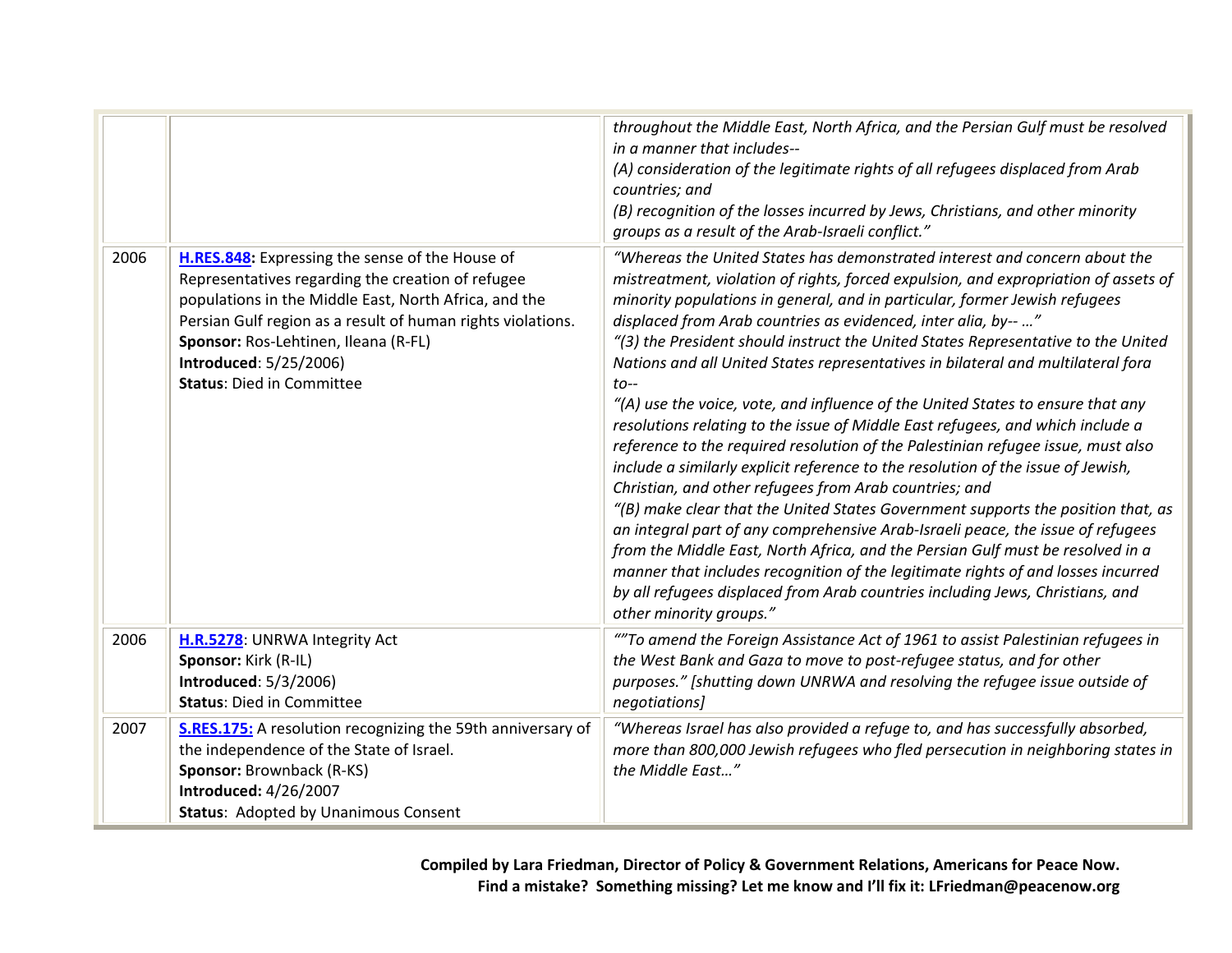| | | |
|---|---|---|
| | | *throughout the Middle East, North Africa, and the Persian Gulf must be resolved in a manner that includes--*<br>*(A) consideration of the legitimate rights of all refugees displaced from Arab countries; and*<br>*(B) recognition of the losses incurred by Jews, Christians, and other minority groups as a result of the Arab-Israeli conflict."* |
| 2006 | **H.RES.848:** Expressing the sense of the House of Representatives regarding the creation of refugee populations in the Middle East, North Africa, and the Persian Gulf region as a result of human rights violations.<br>**Sponsor:** Ros-Lehtinen, Ileana (R-FL)<br>**Introduced**: 5/25/2006)<br>**Status**: Died in Committee | *"Whereas the United States has demonstrated interest and concern about the mistreatment, violation of rights, forced expulsion, and expropriation of assets of minority populations in general, and in particular, former Jewish refugees displaced from Arab countries as evidenced, inter alia, by-- …"*<br>*"(3) the President should instruct the United States Representative to the United Nations and all United States representatives in bilateral and multilateral fora to--*<br>*"(A) use the voice, vote, and influence of the United States to ensure that any resolutions relating to the issue of Middle East refugees, and which include a reference to the required resolution of the Palestinian refugee issue, must also include a similarly explicit reference to the resolution of the issue of Jewish, Christian, and other refugees from Arab countries; and*<br>*"(B) make clear that the United States Government supports the position that, as an integral part of any comprehensive Arab-Israeli peace, the issue of refugees from the Middle East, North Africa, and the Persian Gulf must be resolved in a manner that includes recognition of the legitimate rights of and losses incurred by all refugees displaced from Arab countries including Jews, Christians, and other minority groups."* |
| 2006 | **H.R.5278**: UNRWA Integrity Act<br>**Sponsor:** Kirk (R-IL)<br>**Introduced**: 5/3/2006)<br>**Status**: Died in Committee | *""To amend the Foreign Assistance Act of 1961 to assist Palestinian refugees in the West Bank and Gaza to move to post-refugee status, and for other purposes." [shutting down UNRWA and resolving the refugee issue outside of negotiations]* |
| 2007 | **S.RES.175:** A resolution recognizing the 59th anniversary of the independence of the State of Israel.<br>**Sponsor:** Brownback (R-KS)<br>**Introduced:** 4/26/2007<br>**Status**: Adopted by Unanimous Consent | *"Whereas Israel has also provided a refuge to, and has successfully absorbed, more than 800,000 Jewish refugees who fled persecution in neighboring states in the Middle East…"* |

**Compiled by Lara Friedman, Director of Policy & Government Relations, Americans for Peace Now.**
**Find a mistake? Something missing? Let me know and I'll fix it: LFriedman@peacenow.org**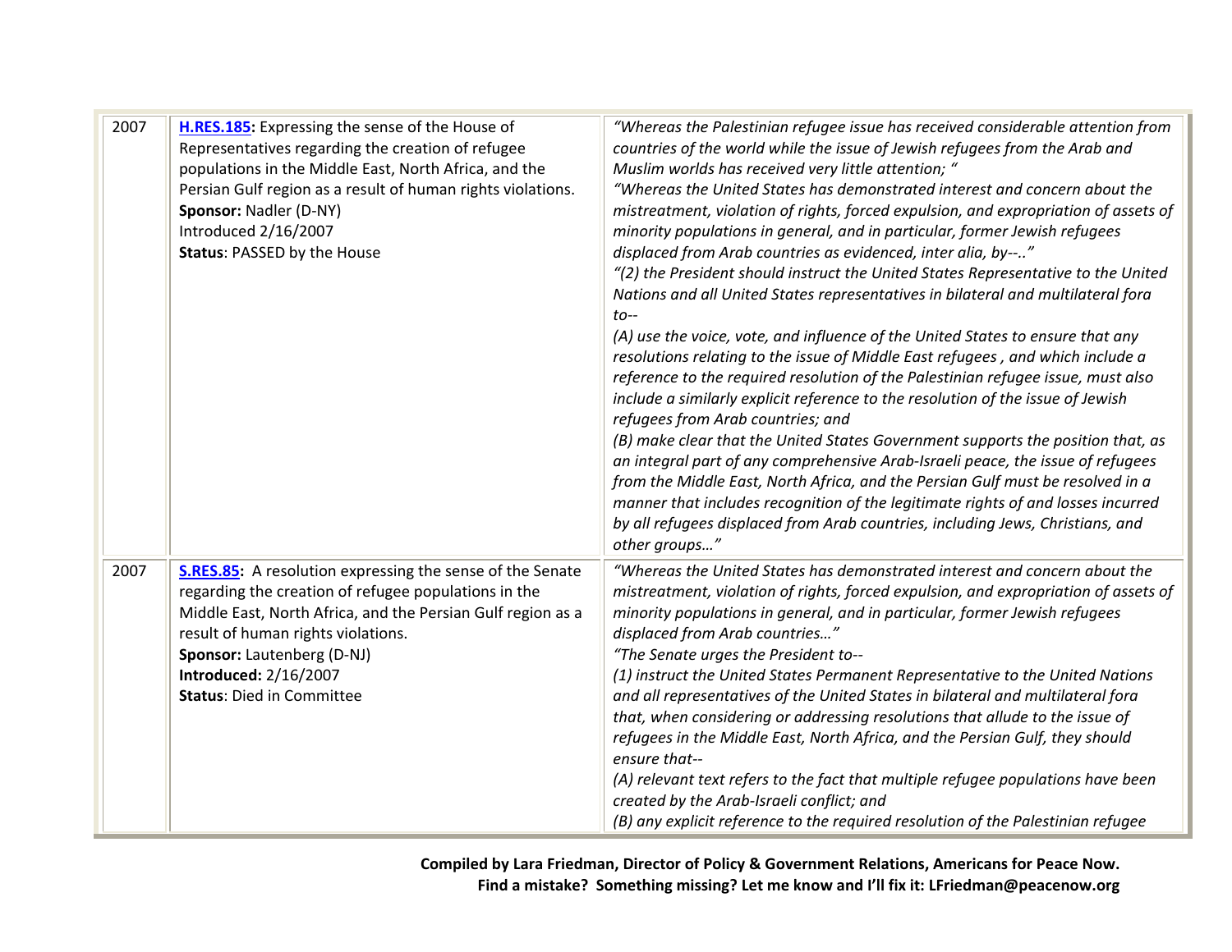| | | |
|---|---|---|
| 2007 | **H.RES.185:** Expressing the sense of the House of Representatives regarding the creation of refugee populations in the Middle East, North Africa, and the Persian Gulf region as a result of human rights violations.<br>**Sponsor:** Nadler (D-NY)<br>Introduced 2/16/2007<br>**Status**: PASSED by the House | *"Whereas the Palestinian refugee issue has received considerable attention from countries of the world while the issue of Jewish refugees from the Arab and Muslim worlds has received very little attention; "*<br>*"Whereas the United States has demonstrated interest and concern about the mistreatment, violation of rights, forced expulsion, and expropriation of assets of minority populations in general, and in particular, former Jewish refugees displaced from Arab countries as evidenced, inter alia, by--.."*<br>*"(2) the President should instruct the United States Representative to the United Nations and all United States representatives in bilateral and multilateral fora to--*<br>*(A) use the voice, vote, and influence of the United States to ensure that any resolutions relating to the issue of Middle East refugees , and which include a reference to the required resolution of the Palestinian refugee issue, must also include a similarly explicit reference to the resolution of the issue of Jewish refugees from Arab countries; and*<br>*(B) make clear that the United States Government supports the position that, as an integral part of any comprehensive Arab-Israeli peace, the issue of refugees from the Middle East, North Africa, and the Persian Gulf must be resolved in a manner that includes recognition of the legitimate rights of and losses incurred by all refugees displaced from Arab countries, including Jews, Christians, and other groups…"* |
| 2007 | **S.RES.85:** A resolution expressing the sense of the Senate regarding the creation of refugee populations in the Middle East, North Africa, and the Persian Gulf region as a result of human rights violations.<br>**Sponsor:** Lautenberg (D-NJ)<br>**Introduced:** 2/16/2007<br>**Status**: Died in Committee | *"Whereas the United States has demonstrated interest and concern about the mistreatment, violation of rights, forced expulsion, and expropriation of assets of minority populations in general, and in particular, former Jewish refugees displaced from Arab countries…"*<br>*"The Senate urges the President to--*<br>*(1) instruct the United States Permanent Representative to the United Nations and all representatives of the United States in bilateral and multilateral fora that, when considering or addressing resolutions that allude to the issue of refugees in the Middle East, North Africa, and the Persian Gulf, they should ensure that--*<br>*(A) relevant text refers to the fact that multiple refugee populations have been created by the Arab-Israeli conflict; and*<br>*(B) any explicit reference to the required resolution of the Palestinian refugee* |

**Compiled by Lara Friedman, Director of Policy & Government Relations, Americans for Peace Now.**
**Find a mistake? Something missing? Let me know and I'll fix it: LFriedman@peacenow.org**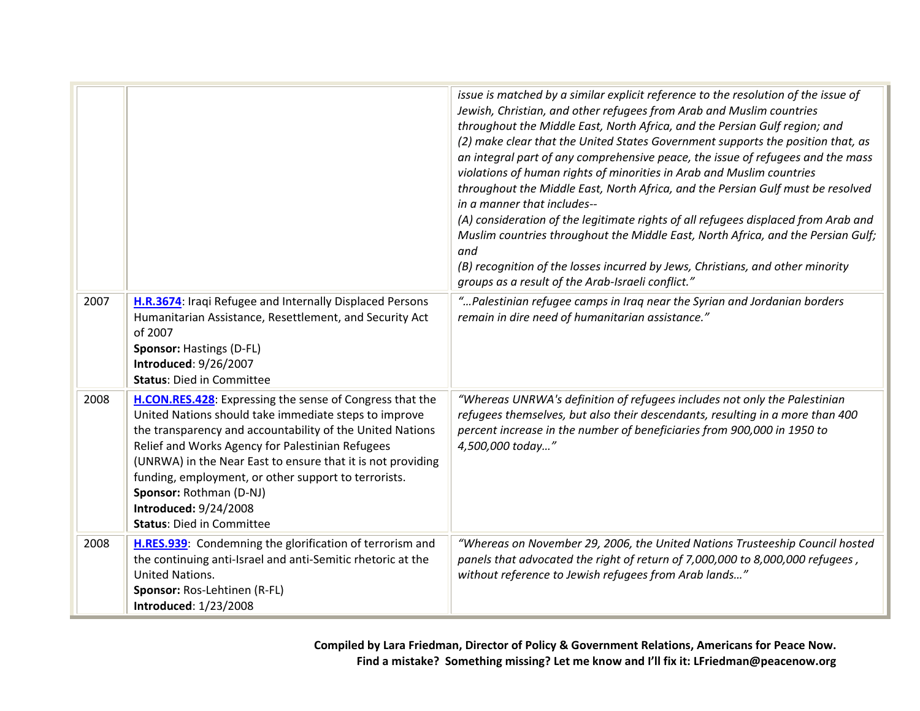| | | |
|---|---|---|
| | | *issue is matched by a similar explicit reference to the resolution of the issue of Jewish, Christian, and other refugees from Arab and Muslim countries throughout the Middle East, North Africa, and the Persian Gulf region; and (2) make clear that the United States Government supports the position that, as an integral part of any comprehensive peace, the issue of refugees and the mass violations of human rights of minorities in Arab and Muslim countries throughout the Middle East, North Africa, and the Persian Gulf must be resolved in a manner that includes-- (A) consideration of the legitimate rights of all refugees displaced from Arab and Muslim countries throughout the Middle East, North Africa, and the Persian Gulf; and (B) recognition of the losses incurred by Jews, Christians, and other minority groups as a result of the Arab-Israeli conflict."* |
| 2007 | **H.R.3674**: Iraqi Refugee and Internally Displaced Persons Humanitarian Assistance, Resettlement, and Security Act of 2007<br>**Sponsor:** Hastings (D-FL)<br>**Introduced**: 9/26/2007<br>**Status**: Died in Committee | *"…Palestinian refugee camps in Iraq near the Syrian and Jordanian borders remain in dire need of humanitarian assistance."* |
| 2008 | **H.CON.RES.428**: Expressing the sense of Congress that the United Nations should take immediate steps to improve the transparency and accountability of the United Nations Relief and Works Agency for Palestinian Refugees (UNRWA) in the Near East to ensure that it is not providing funding, employment, or other support to terrorists.<br>**Sponsor:** Rothman (D-NJ)<br>**Introduced:** 9/24/2008<br>**Status**: Died in Committee | *"Whereas UNRWA's definition of refugees includes not only the Palestinian refugees themselves, but also their descendants, resulting in a more than 400 percent increase in the number of beneficiaries from 900,000 in 1950 to 4,500,000 today…"* |
| 2008 | **H.RES.939**: Condemning the glorification of terrorism and the continuing anti-Israel and anti-Semitic rhetoric at the United Nations.<br>**Sponsor:** Ros-Lehtinen (R-FL)<br>**Introduced**: 1/23/2008 | *"Whereas on November 29, 2006, the United Nations Trusteeship Council hosted panels that advocated the right of return of 7,000,000 to 8,000,000 refugees , without reference to Jewish refugees from Arab lands…"* |

**Compiled by Lara Friedman, Director of Policy & Government Relations, Americans for Peace Now.**
**Find a mistake? Something missing? Let me know and I'll fix it: LFriedman@peacenow.org**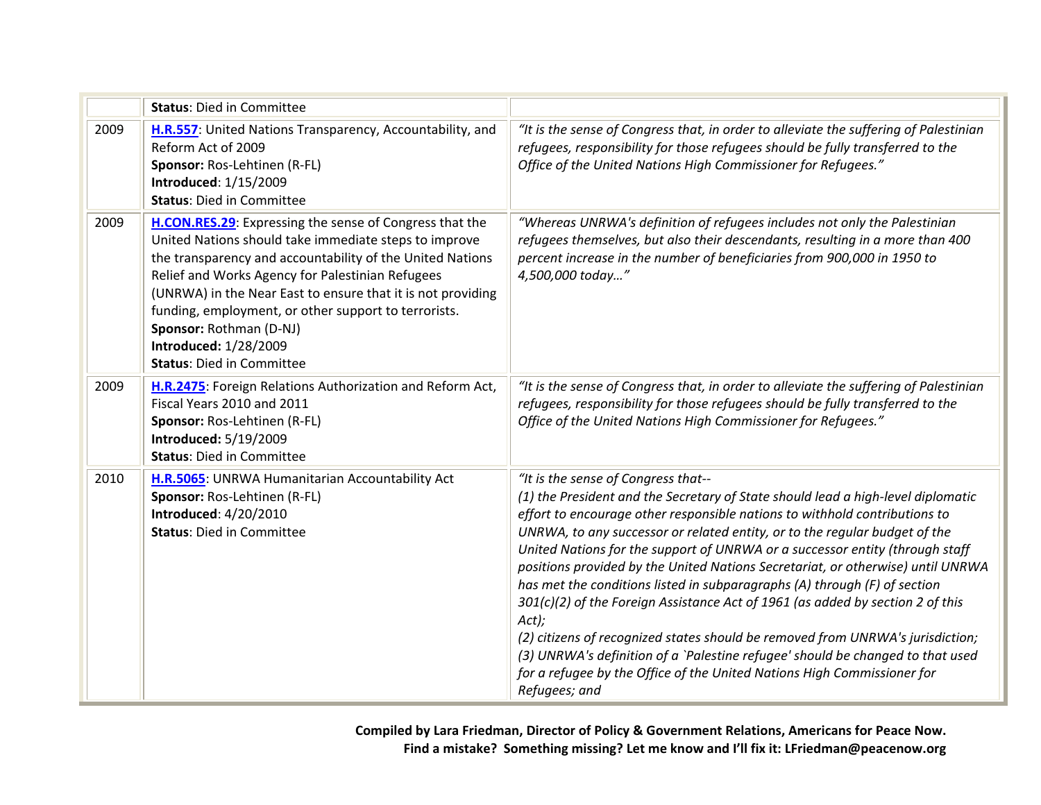| | | |
|---|---|---|
| | **Status**: Died in Committee | |
| 2009 | **H.R.557**: United Nations Transparency, Accountability, and Reform Act of 2009<br>**Sponsor:** Ros-Lehtinen (R-FL)<br>**Introduced**: 1/15/2009<br>**Status**: Died in Committee | *"It is the sense of Congress that, in order to alleviate the suffering of Palestinian refugees, responsibility for those refugees should be fully transferred to the Office of the United Nations High Commissioner for Refugees."* |
| 2009 | **H.CON.RES.29**: Expressing the sense of Congress that the United Nations should take immediate steps to improve the transparency and accountability of the United Nations Relief and Works Agency for Palestinian Refugees (UNRWA) in the Near East to ensure that it is not providing funding, employment, or other support to terrorists.<br>**Sponsor:** Rothman (D-NJ)<br>**Introduced:** 1/28/2009<br>**Status**: Died in Committee | *"Whereas UNRWA's definition of refugees includes not only the Palestinian refugees themselves, but also their descendants, resulting in a more than 400 percent increase in the number of beneficiaries from 900,000 in 1950 to 4,500,000 today…"* |
| 2009 | **H.R.2475**: Foreign Relations Authorization and Reform Act, Fiscal Years 2010 and 2011<br>**Sponsor:** Ros-Lehtinen (R-FL)<br>**Introduced:** 5/19/2009<br>**Status**: Died in Committee | *"It is the sense of Congress that, in order to alleviate the suffering of Palestinian refugees, responsibility for those refugees should be fully transferred to the Office of the United Nations High Commissioner for Refugees."* |
| 2010 | **H.R.5065**: UNRWA Humanitarian Accountability Act<br>**Sponsor:** Ros-Lehtinen (R-FL)<br>**Introduced**: 4/20/2010<br>**Status**: Died in Committee | *"It is the sense of Congress that--<br>(1) the President and the Secretary of State should lead a high-level diplomatic effort to encourage other responsible nations to withhold contributions to UNRWA, to any successor or related entity, or to the regular budget of the United Nations for the support of UNRWA or a successor entity (through staff positions provided by the United Nations Secretariat, or otherwise) until UNRWA has met the conditions listed in subparagraphs (A) through (F) of section 301(c)(2) of the Foreign Assistance Act of 1961 (as added by section 2 of this Act);<br>(2) citizens of recognized states should be removed from UNRWA's jurisdiction;<br>(3) UNRWA's definition of a `Palestine refugee' should be changed to that used for a refugee by the Office of the United Nations High Commissioner for Refugees; and* |

**Compiled by Lara Friedman, Director of Policy & Government Relations, Americans for Peace Now.**
**Find a mistake? Something missing? Let me know and I'll fix it: LFriedman@peacenow.org**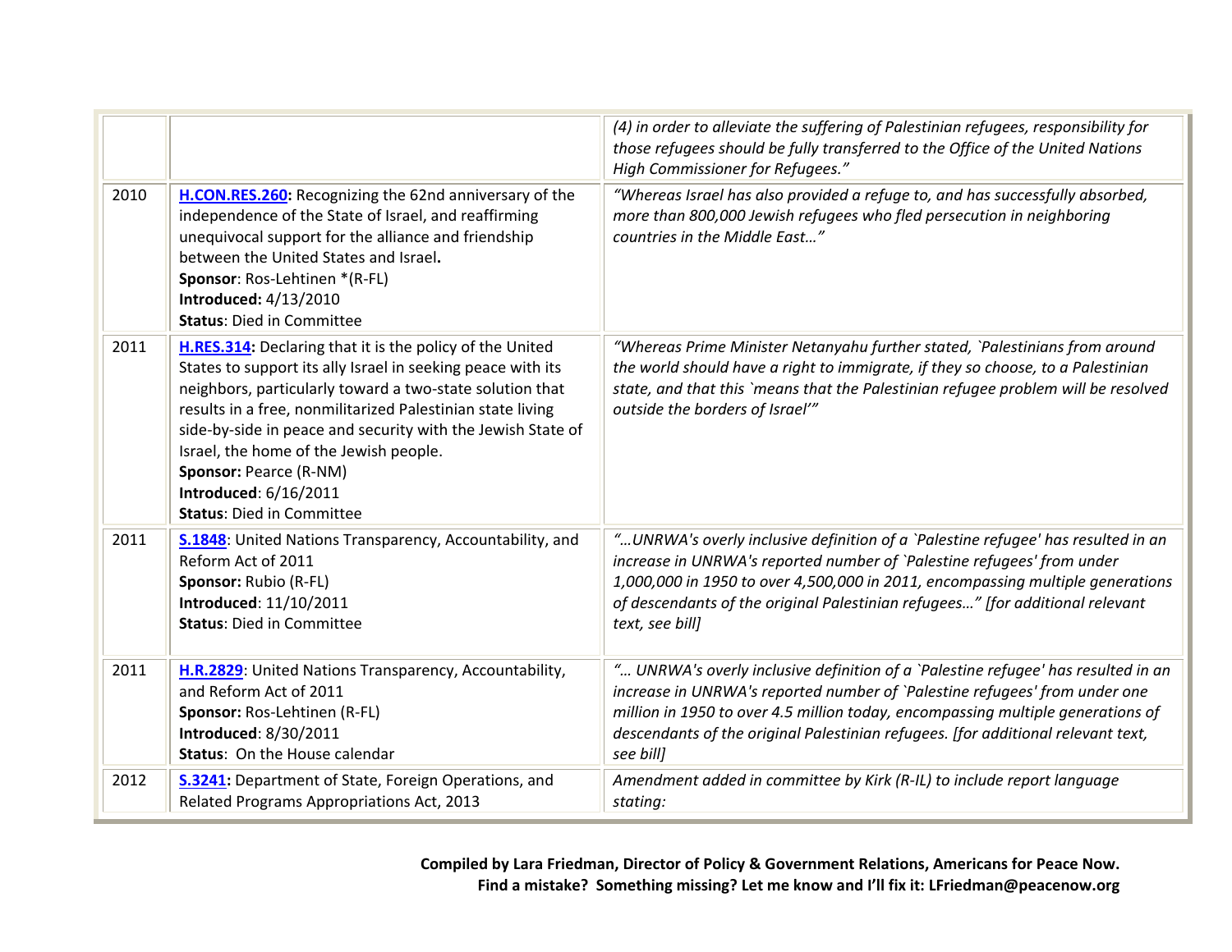| | | |
|---|---|---|
| | | *(4) in order to alleviate the suffering of Palestinian refugees, responsibility for those refugees should be fully transferred to the Office of the United Nations High Commissioner for Refugees."* |
| 2010 | **H.CON.RES.260:** Recognizing the 62nd anniversary of the independence of the State of Israel, and reaffirming unequivocal support for the alliance and friendship between the United States and Israel.<br>**Sponsor**: Ros-Lehtinen *(R-FL)<br>**Introduced:** 4/13/2010<br>**Status**: Died in Committee | *"Whereas Israel has also provided a refuge to, and has successfully absorbed, more than 800,000 Jewish refugees who fled persecution in neighboring countries in the Middle East…"* |
| 2011 | **H.RES.314:** Declaring that it is the policy of the United States to support its ally Israel in seeking peace with its neighbors, particularly toward a two-state solution that results in a free, nonmilitarized Palestinian state living side-by-side in peace and security with the Jewish State of Israel, the home of the Jewish people.<br>**Sponsor:** Pearce (R-NM)<br>**Introduced**: 6/16/2011<br>**Status**: Died in Committee | *"Whereas Prime Minister Netanyahu further stated, `Palestinians from around the world should have a right to immigrate, if they so choose, to a Palestinian state, and that this `means that the Palestinian refugee problem will be resolved outside the borders of Israel'"* |
| 2011 | **S.1848**: United Nations Transparency, Accountability, and Reform Act of 2011<br>**Sponsor:** Rubio (R-FL)<br>**Introduced**: 11/10/2011<br>**Status**: Died in Committee | *"…UNRWA's overly inclusive definition of a `Palestine refugee' has resulted in an increase in UNRWA's reported number of `Palestine refugees' from under 1,000,000 in 1950 to over 4,500,000 in 2011, encompassing multiple generations of descendants of the original Palestinian refugees…" [for additional relevant text, see bill]* |
| 2011 | **H.R.2829**: United Nations Transparency, Accountability, and Reform Act of 2011<br>**Sponsor:** Ros-Lehtinen (R-FL)<br>**Introduced**: 8/30/2011<br>**Status**: On the House calendar | *"… UNRWA's overly inclusive definition of a `Palestine refugee' has resulted in an increase in UNRWA's reported number of `Palestine refugees' from under one million in 1950 to over 4.5 million today, encompassing multiple generations of descendants of the original Palestinian refugees. [for additional relevant text, see bill]* |
| 2012 | **S.3241:** Department of State, Foreign Operations, and Related Programs Appropriations Act, 2013 | *Amendment added in committee by Kirk (R-IL) to include report language stating:* |

**Compiled by Lara Friedman, Director of Policy & Government Relations, Americans for Peace Now.**
**Find a mistake? Something missing? Let me know and I'll fix it: LFriedman@peacenow.org**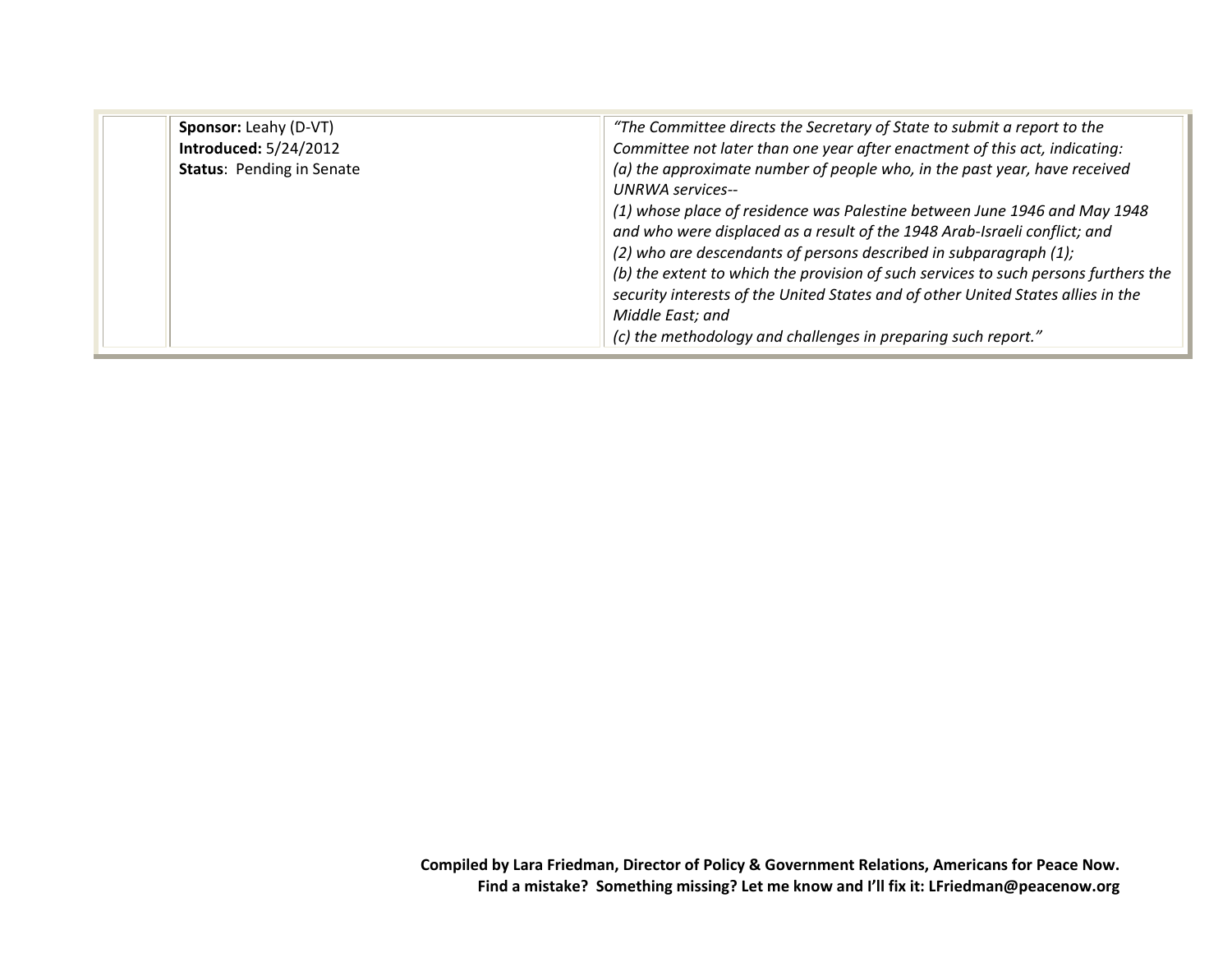| | | |
|---|---|---|
| | **Sponsor:** Leahy (D-VT)<br>**Introduced:** 5/24/2012<br>**Status**: Pending in Senate | *"The Committee directs the Secretary of State to submit a report to the Committee not later than one year after enactment of this act, indicating:*<br>*(a) the approximate number of people who, in the past year, have received UNRWA services--*<br>*(1) whose place of residence was Palestine between June 1946 and May 1948 and who were displaced as a result of the 1948 Arab-Israeli conflict; and*<br>*(2) who are descendants of persons described in subparagraph (1);*<br>*(b) the extent to which the provision of such services to such persons furthers the security interests of the United States and of other United States allies in the Middle East; and*<br>*(c) the methodology and challenges in preparing such report."* |

**Compiled by Lara Friedman, Director of Policy & Government Relations, Americans for Peace Now.**
**Find a mistake? Something missing? Let me know and I'll fix it: LFriedman@peacenow.org**